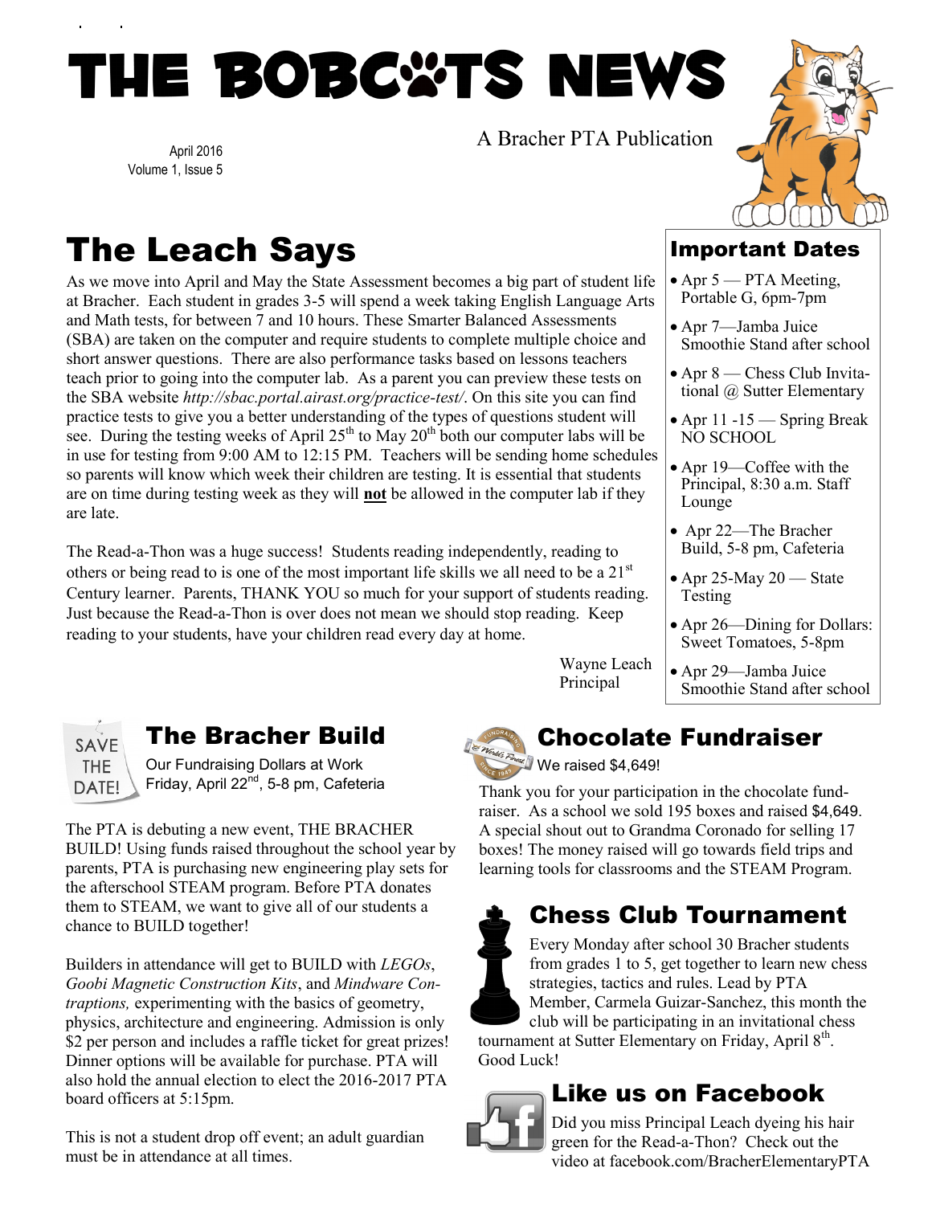# THE BOBCATS NEWS

April 2016
Volume 1, Issue 5

A Bracher PTA Publication

## The Leach Says

As we move into April and May the State Assessment becomes a big part of student life at Bracher. Each student in grades 3-5 will spend a week taking English Language Arts and Math tests, for between 7 and 10 hours. These Smarter Balanced Assessments (SBA) are taken on the computer and require students to complete multiple choice and short answer questions. There are also performance tasks based on lessons teachers teach prior to going into the computer lab. As a parent you can preview these tests on the SBA website *http://sbac.portal.airast.org/practice-test/*. On this site you can find practice tests to give you a better understanding of the types of questions student will see. During the testing weeks of April 25th to May 20th both our computer labs will be in use for testing from 9:00 AM to 12:15 PM. Teachers will be sending home schedules so parents will know which week their children are testing. It is essential that students are on time during testing week as they will **not** be allowed in the computer lab if they are late.

The Read-a-Thon was a huge success! Students reading independently, reading to others or being read to is one of the most important life skills we all need to be a 21st Century learner. Parents, THANK YOU so much for your support of students reading. Just because the Read-a-Thon is over does not mean we should stop reading. Keep reading to your students, have your children read every day at home.

Wayne Leach
Principal

## Important Dates

- Apr 5 — PTA Meeting, Portable G, 6pm-7pm
- Apr 7—Jamba Juice Smoothie Stand after school
- Apr 8 — Chess Club Invitational @ Sutter Elementary
- Apr 11 -15 — Spring Break NO SCHOOL
- Apr 19—Coffee with the Principal, 8:30 a.m. Staff Lounge
- Apr 22—The Bracher Build, 5-8 pm, Cafeteria
- Apr 25-May 20 — State Testing
- Apr 26—Dining for Dollars: Sweet Tomatoes, 5-8pm
- Apr 29—Jamba Juice Smoothie Stand after school

## The Bracher Build

SAVE THE DATE!

Our Fundraising Dollars at Work
Friday, April 22nd, 5-8 pm, Cafeteria

The PTA is debuting a new event, THE BRACHER BUILD! Using funds raised throughout the school year by parents, PTA is purchasing new engineering play sets for the afterschool STEAM program. Before PTA donates them to STEAM, we want to give all of our students a chance to BUILD together!

Builders in attendance will get to BUILD with *LEGOs*, *Goobi Magnetic Construction Kits*, and *Mindware Contraptions,* experimenting with the basics of geometry, physics, architecture and engineering. Admission is only $2 per person and includes a raffle ticket for great prizes! Dinner options will be available for purchase. PTA will also hold the annual election to elect the 2016-2017 PTA board officers at 5:15pm.

This is not a student drop off event; an adult guardian must be in attendance at all times.

## Chocolate Fundraiser

We raised $4,649!

Thank you for your participation in the chocolate fundraiser. As a school we sold 195 boxes and raised $4,649. A special shout out to Grandma Coronado for selling 17 boxes! The money raised will go towards field trips and learning tools for classrooms and the STEAM Program.

## Chess Club Tournament

Every Monday after school 30 Bracher students from grades 1 to 5, get together to learn new chess strategies, tactics and rules. Lead by PTA Member, Carmela Guizar-Sanchez, this month the club will be participating in an invitational chess tournament at Sutter Elementary on Friday, April 8th. Good Luck!

## Like us on Facebook

Did you miss Principal Leach dyeing his hair green for the Read-a-Thon? Check out the video at facebook.com/BracherElementaryPTA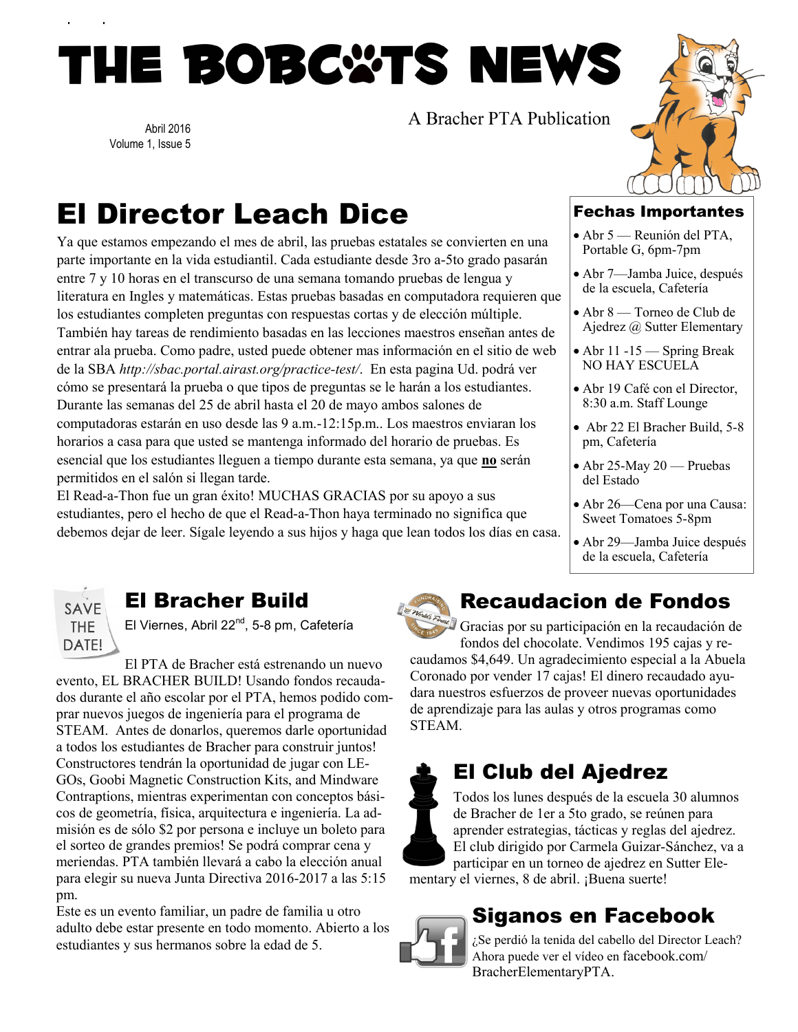# THE BOBCATS NEWS

Abril 2016
Volume 1, Issue 5

A Bracher PTA Publication

## El Director Leach Dice

Ya que estamos empezando el mes de abril, las pruebas estatales se convierten en una parte importante en la vida estudiantil. Cada estudiante desde 3ro a-5to grado pasarán entre 7 y 10 horas en el transcurso de una semana tomando pruebas de lengua y literatura en Ingles y matemáticas. Estas pruebas basadas en computadora requieren que los estudiantes completen preguntas con respuestas cortas y de elección múltiple. También hay tareas de rendimiento basadas en las lecciones maestros enseñan antes de entrar ala prueba. Como padre, usted puede obtener mas información en el sitio de web de la SBA *http://sbac.portal.airast.org/practice-test/*. En esta pagina Ud. podrá ver cómo se presentará la prueba o que tipos de preguntas se le harán a los estudiantes. Durante las semanas del 25 de abril hasta el 20 de mayo ambos salones de computadoras estarán en uso desde las 9 a.m.-12:15p.m.. Los maestros enviaran los horarios a casa para que usted se mantenga informado del horario de pruebas. Es esencial que los estudiantes lleguen a tiempo durante esta semana, ya que **no** serán permitidos en el salón si llegan tarde.

El Read-a-Thon fue un gran éxito! MUCHAS GRACIAS por su apoyo a sus estudiantes, pero el hecho de que el Read-a-Thon haya terminado no significa que debemos dejar de leer. Sígale leyendo a sus hijos y haga que lean todos los días en casa.

### Fechas Importantes

- Abr 5 — Reunión del PTA, Portable G, 6pm-7pm
- Abr 7—Jamba Juice, después de la escuela, Cafetería
- Abr 8 — Torneo de Club de Ajedrez @ Sutter Elementary
- Abr 11 -15 — Spring Break NO HAY ESCUELA
- Abr 19 Café con el Director, 8:30 a.m. Staff Lounge
- Abr 22 El Bracher Build, 5-8 pm, Cafetería
- Abr 25-May 20 — Pruebas del Estado
- Abr 26—Cena por una Causa: Sweet Tomatoes 5-8pm
- Abr 29—Jamba Juice después de la escuela, Cafetería

## El Bracher Build

SAVE THE DATE!

El Viernes, Abril 22nd, 5-8 pm, Cafetería

El PTA de Bracher está estrenando un nuevo evento, EL BRACHER BUILD! Usando fondos recaudados durante el año escolar por el PTA, hemos podido comprar nuevos juegos de ingeniería para el programa de STEAM. Antes de donarlos, queremos darle oportunidad a todos los estudiantes de Bracher para construir juntos! Constructores tendrán la oportunidad de jugar con LEGOs, Goobi Magnetic Construction Kits, and Mindware Contraptions, mientras experimentan con conceptos básicos de geometría, física, arquitectura e ingeniería. La admisión es de sólo $2 por persona e incluye un boleto para el sorteo de grandes premios! Se podrá comprar cena y meriendas. PTA también llevará a cabo la elección anual para elegir su nueva Junta Directiva 2016-2017 a las 5:15 pm.

Este es un evento familiar, un padre de familia u otro adulto debe estar presente en todo momento. Abierto a los estudiantes y sus hermanos sobre la edad de 5.

## Recaudacion de Fondos

Gracias por su participación en la recaudación de fondos del chocolate. Vendimos 195 cajas y recaudamos $4,649. Un agradecimiento especial a la Abuela Coronado por vender 17 cajas! El dinero recaudado ayudara nuestros esfuerzos de proveer nuevas oportunidades de aprendizaje para las aulas y otros programas como STEAM.

## El Club del Ajedrez

Todos los lunes después de la escuela 30 alumnos de Bracher de 1er a 5to grado, se reúnen para aprender estrategias, tácticas y reglas del ajedrez. El club dirigido por Carmela Guizar-Sánchez, va a participar en un torneo de ajedrez en Sutter Elementary el viernes, 8 de abril. ¡Buena suerte!

## Siganos en Facebook

¿Se perdió la tenida del cabello del Director Leach? Ahora puede ver el vídeo en facebook.com/BracherElementaryPTA.